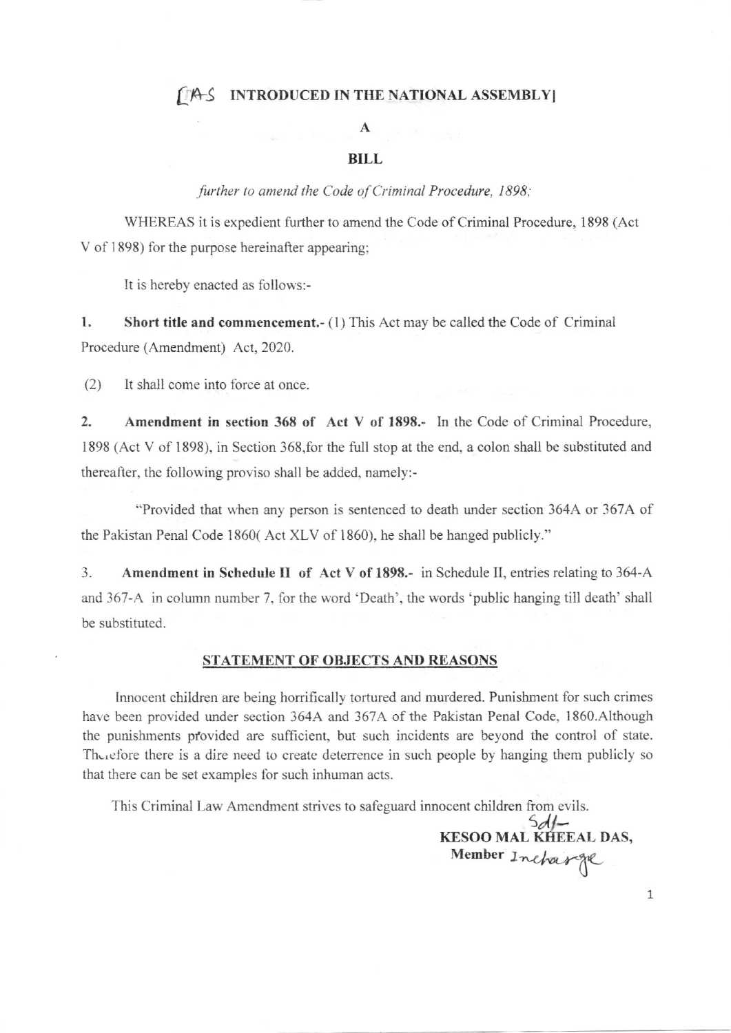[AS INTRODUCED IN THE NATIONAL ASSEMBLY]

# A

# BILL

*further to amend the Code of Criminal Procedure, 1898;*

WHEREAS it is expedient further to amend the Code of Criminal Procedure, 1898 (Act V of 1898) for the purpose hereinafter appearing;

It is hereby enacted as follows:-

1. **Short title and commencement.-** (1) This Act may be called the Code of Criminal Procedure (Amendment) Act, 2020.

(2) It shall come into force at once.

2. **Amendment in section 368 of Act V of 1898.-** In the Code of Criminal Procedure, 1898 (Act V of 1898), in Section 368,for the full stop at the end, a colon shall be substituted and thereafter, the following proviso shall be added, namely:-

"Provided that when any person is sentenced to death under section 364A or 367A of the Pakistan Penal Code 1860( Act XLV of 1860), he shall be hanged publicly."

3. **Amendment in Schedule II of Act V of 1898.-** in Schedule II, entries relating to 364-A and 367-A in column number 7, for the word 'Death', the words 'public hanging till death' shall be substituted.

## STATEMENT OF OBJECTS AND REASONS

Innocent children are being horrifically tortured and murdered. Punishment for such crimes have been provided under section 364A and 367A of the Pakistan Penal Code, 1860.Although the punishments provided are sufficient, but such incidents are beyond the control of state. Therefore there is a dire need to create deterrence in such people by hanging them publicly so that there can be set examples for such inhuman acts.

This Criminal Law Amendment strives to safeguard innocent children from evils.

Sd/-
**KESOO MAL KHEEAL DAS,**
**Member** Incharge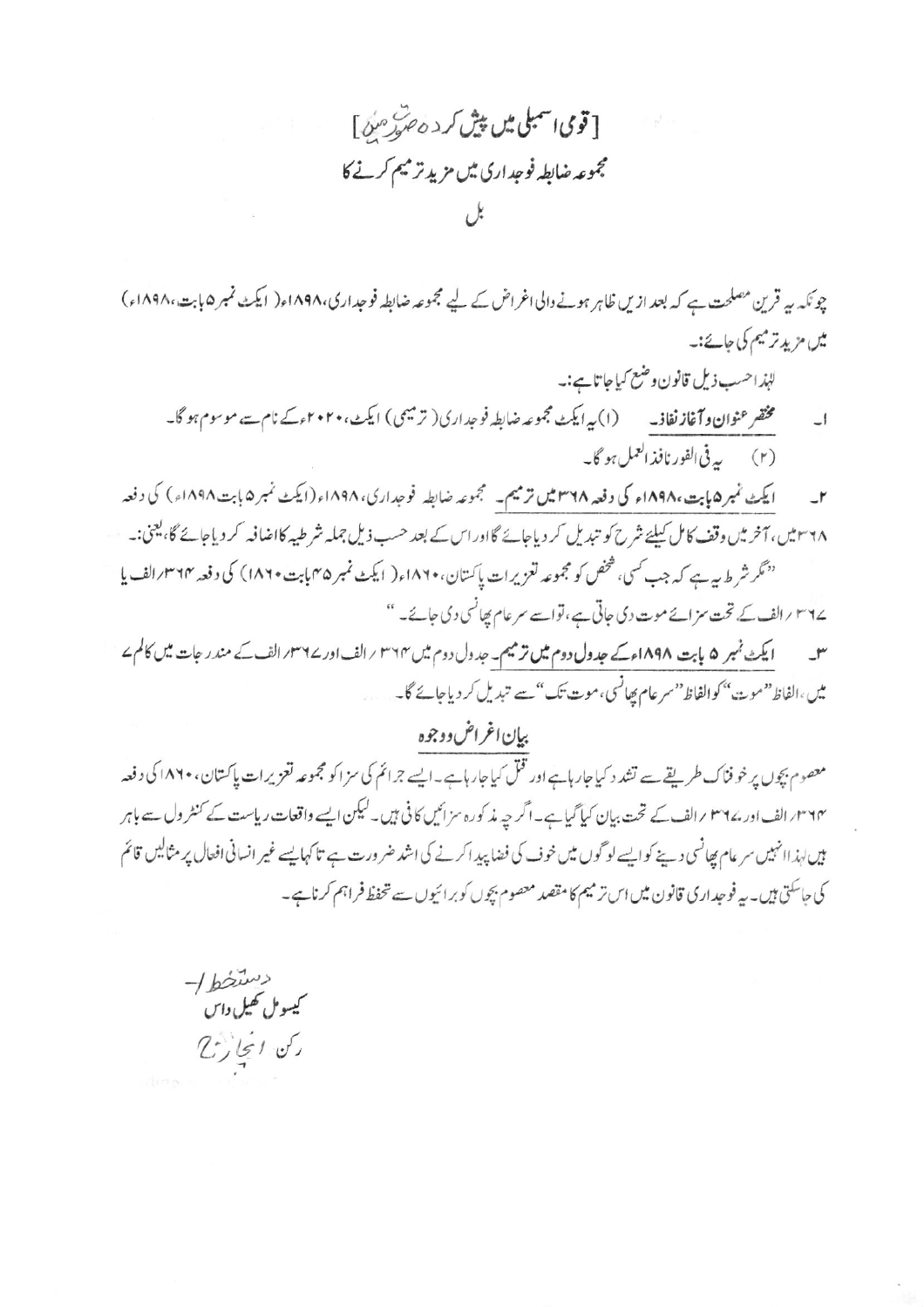[قومی اسمبلی میں پیش کردہ صورت میں]

مجموعہ ضابطہ فوجداری میں مزید ترمیم کرنے کا

بل

چونکہ یہ قرین مصلحت ہے کہ بعد ازیں ظاہر ہونے والی اغراض کے لیے مجموعہ ضابطہ فوجداری، ۱۸۹۸ء( ایکٹ نمبر ۵ بابت ۱۸۹۸ء) میں مزید ترمیم کی جائے:۔

لہٰذا حسب ذیل قانون وضع کیا جاتا ہے:۔

۱۔ **مختصر عنوان و آغاز نفاذ۔** (۱) یہ ایکٹ مجموعہ ضابطہ فوجداری (ترمیمی) ایکٹ، ۲۰۲۰ء کے نام سے موسوم ہو گا۔

(۲) یہ فی الفور نافذ العمل ہو گا۔

۲۔ **ایکٹ نمبر ۵ بابت ۱۸۹۸ء کی دفعہ ۳۶۸ میں ترمیم۔** مجموعہ ضابطہ فوجداری، ۱۸۹۸ء (ایکٹ نمبر ۵ بابت ۱۸۹۸ء) کی دفعہ ۳۶۸ میں، آخر میں وقف کامل کیلئے شرح کو تبدیل کر دیا جائے گا اور اس کے بعد حسب ذیل جملہ شرطیہ کا اضافہ کر دیا جائے گا، یعنی:۔

"مگر شرط یہ ہے کہ جب کسی، شخص کو مجموعہ تعزیرات پاکستان، ۱۸۶۰ء( ایکٹ نمبر ۴۵ بابت ۱۸۶۰) کی دفعہ ۳۶۴/الف یا ۳۶۷/الف کے تحت سزائے موت دی جاتی ہے، تو اسے سر عام پھانسی دی جائے۔"

۳۔ **ایکٹ نمبر ۵ بابت ۱۸۹۸ء کے جدول دوم میں ترمیم۔** جدول دوم میں ۳۶۴/الف اور ۳۶۷/الف کے مندرجات میں کالم ۷ میں، الفاظ "موت" کو الفاظ "سر عام پھانسی، موت تک" سے تبدیل کر دیا جائے گا۔

## بیان اغراض و وجوہ

معصوم بچوں پر خوفناک طریقے سے تشدد کیا جا رہا ہے اور قتل کیا جا رہا ہے۔ ایسے جرائم کی سزا کو مجموعہ تعزیرات پاکستان، ۱۸۶۰ کی دفعہ ۳۶۴/الف اور ۳۶۷/الف کے تحت بیان کیا گیا ہے۔ اگرچہ مذکورہ سزائیں کافی ہیں۔ لیکن ایسے واقعات ریاست کے کنٹرول سے باہر ہیں لہٰذا انہیں سر عام پھانسی دینے کو ایسے لوگوں میں خوف کی فضا پیدا کرنے کی اشد ضرورت ہے تاکہ ایسے غیر انسانی افعال پر مثالیں قائم کی جاسکتی ہیں۔ یہ فوجداری قانون میں اس ترمیم کا مقصد معصوم بچوں کو برائیوں سے تحفظ فراہم کرنا ہے۔

دستخط/-

کیسو مل کھیل داس

رکن انچارج